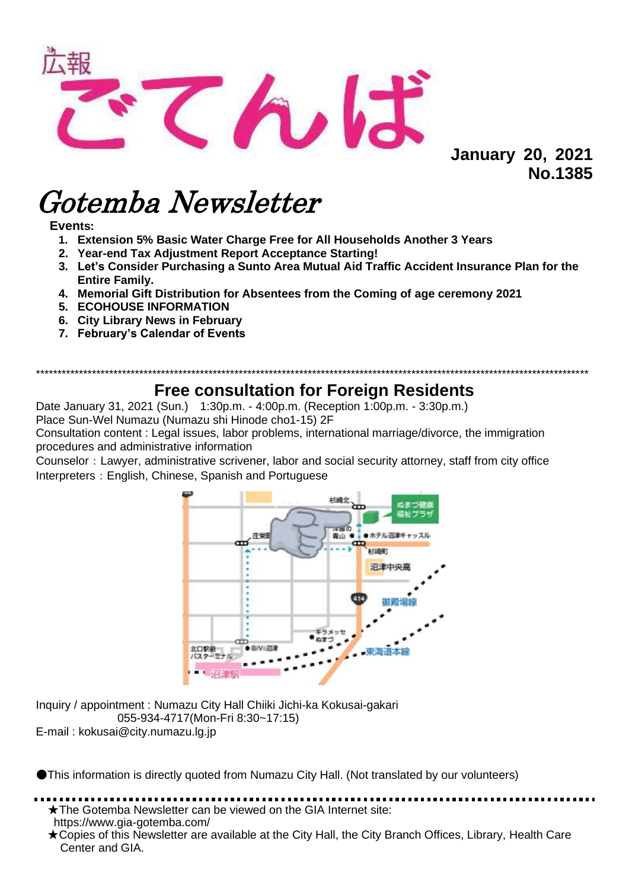広報
# ごてんば

**January 20, 2021**
**No.1385**

# *Gotemba Newsletter*

**Events:**

1. **Extension 5% Basic Water Charge Free for All Households Another 3 Years**
2. **Year-end Tax Adjustment Report Acceptance Starting!**
3. **Let's Consider Purchasing a Sunto Area Mutual Aid Traffic Accident Insurance Plan for the Entire Family.**
4. **Memorial Gift Distribution for Absentees from the Coming of age ceremony 2021**
5. **ECOHOUSE INFORMATION**
6. **City Library News in February**
7. **February's Calendar of Events**

*********************************************************************************************************************

## Free consultation for Foreign Residents

Date January 31, 2021 (Sun.) 1:30p.m. - 4:00p.m. (Reception 1:00p.m. - 3:30p.m.)
Place Sun-Wel Numazu (Numazu shi Hinode cho1-15) 2F
Consultation content : Legal issues, labor problems, international marriage/divorce, the immigration procedures and administrative information
Counselor：Lawyer, administrative scrivener, labor and social security attorney, staff from city office
Interpreters：English, Chinese, Spanish and Portuguese

Inquiry / appointment : Numazu City Hall Chiiki Jichi-ka Kokusai-gakari
055-934-4717(Mon-Fri 8:30~17:15)
E-mail : kokusai@city.numazu.lg.jp

●This information is directly quoted from Numazu City Hall. (Not translated by our volunteers)

★The Gotemba Newsletter can be viewed on the GIA Internet site:
https://www.gia-gotemba.com/
★Copies of this Newsletter are available at the City Hall, the City Branch Offices, Library, Health Care Center and GIA.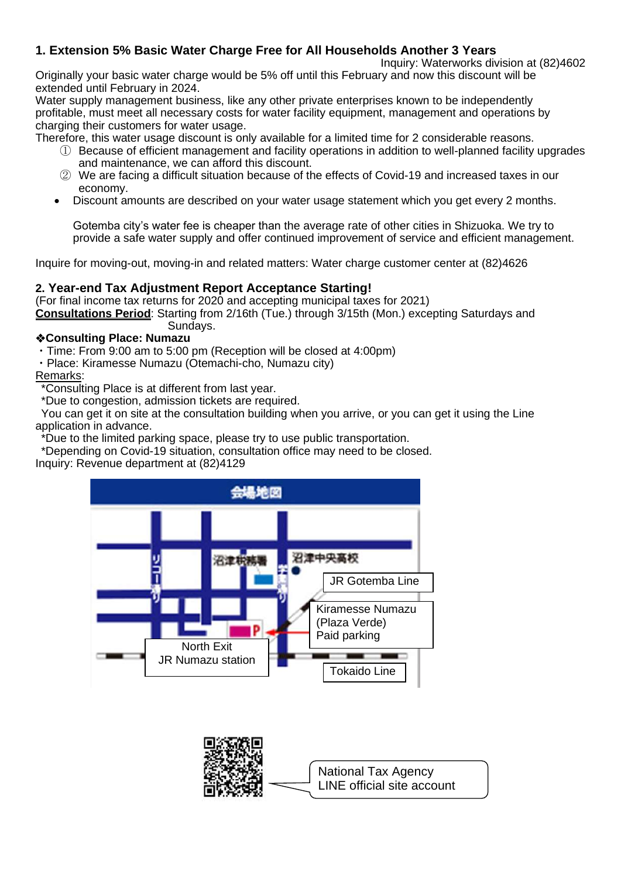## 1. Extension 5% Basic Water Charge Free for All Households Another 3 Years

Inquiry: Waterworks division at (82)4602

Originally your basic water charge would be 5% off until this February and now this discount will be extended until February in 2024.

Water supply management business, like any other private enterprises known to be independently profitable, must meet all necessary costs for water facility equipment, management and operations by charging their customers for water usage.

Therefore, this water usage discount is only available for a limited time for 2 considerable reasons.

① Because of efficient management and facility operations in addition to well-planned facility upgrades and maintenance, we can afford this discount.

② We are facing a difficult situation because of the effects of Covid-19 and increased taxes in our economy.

- Discount amounts are described on your water usage statement which you get every 2 months.

  Gotemba city's water fee is cheaper than the average rate of other cities in Shizuoka. We try to provide a safe water supply and offer continued improvement of service and efficient management.

Inquire for moving-out, moving-in and related matters: Water charge customer center at (82)4626

## 2. Year-end Tax Adjustment Report Acceptance Starting!

(For final income tax returns for 2020 and accepting municipal taxes for 2021)

**Consultations Period**: Starting from 2/16th (Tue.) through 3/15th (Mon.) excepting Saturdays and Sundays.

**❖Consulting Place: Numazu**

・Time: From 9:00 am to 5:00 pm (Reception will be closed at 4:00pm)

・Place: Kiramesse Numazu (Otemachi-cho, Numazu city)

Remarks:

*Consulting Place is at different from last year.

*Due to congestion, admission tickets are required.

You can get it on site at the consultation building when you arrive, or you can get it using the Line application in advance.

*Due to the limited parking space, please try to use public transportation.

*Depending on Covid-19 situation, consultation office may need to be closed.

Inquiry: Revenue department at (82)4129

会場地図

JR Gotemba Line

Kiramesse Numazu (Plaza Verde) Paid parking

North Exit JR Numazu station

Tokaido Line

National Tax Agency LINE official site account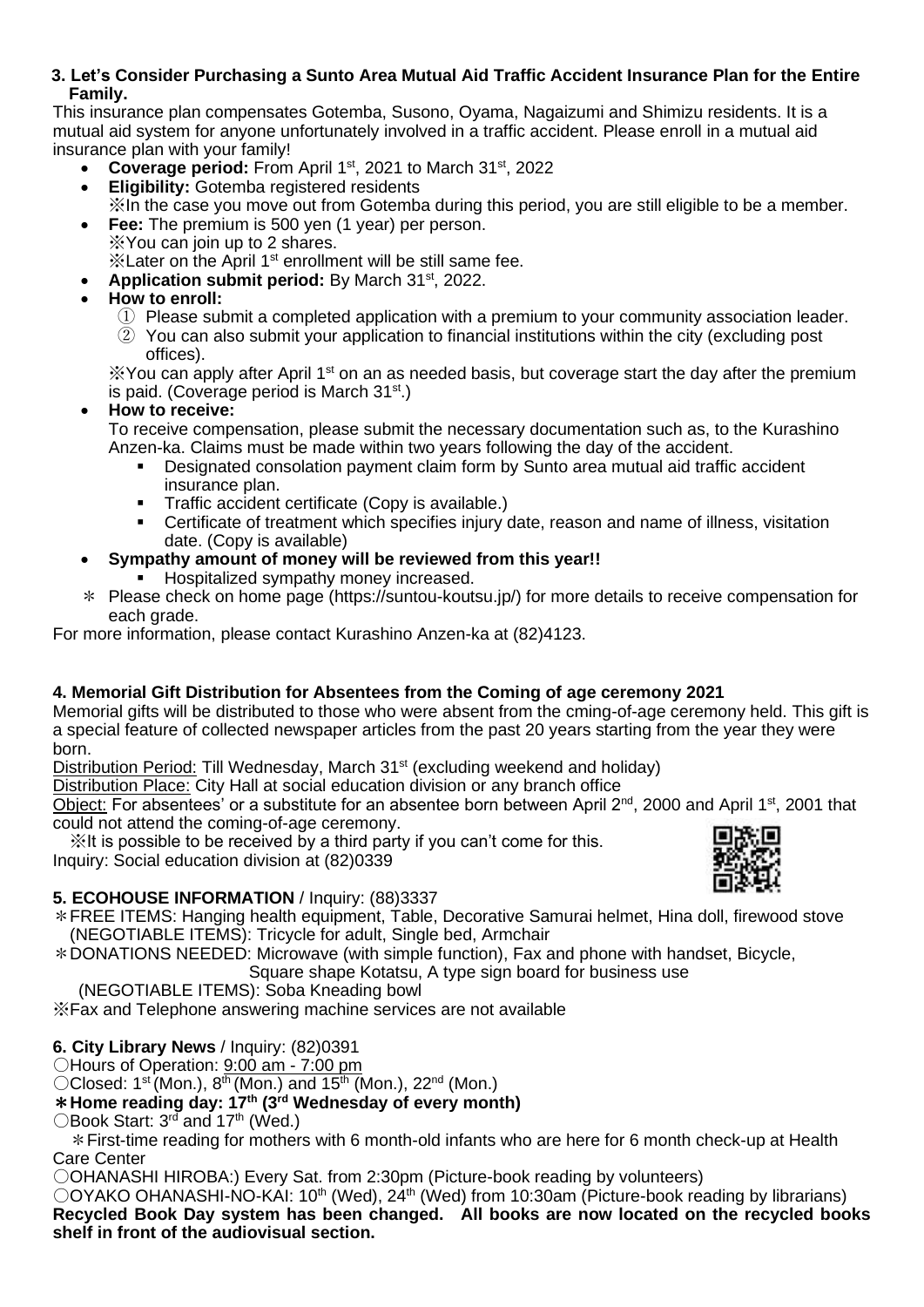**3. Let's Consider Purchasing a Sunto Area Mutual Aid Traffic Accident Insurance Plan for the Entire Family.**

This insurance plan compensates Gotemba, Susono, Oyama, Nagaizumi and Shimizu residents. It is a mutual aid system for anyone unfortunately involved in a traffic accident. Please enroll in a mutual aid insurance plan with your family!

- **Coverage period:** From April 1st, 2021 to March 31st, 2022
- **Eligibility:** Gotemba registered residents
  ※In the case you move out from Gotemba during this period, you are still eligible to be a member.
- **Fee:** The premium is 500 yen (1 year) per person.
  ※You can join up to 2 shares.
  ※Later on the April 1st enrollment will be still same fee.
- **Application submit period:** By March 31st, 2022.
- **How to enroll:**
  ① Please submit a completed application with a premium to your community association leader.
  ② You can also submit your application to financial institutions within the city (excluding post offices).
  ※You can apply after April 1st on an as needed basis, but coverage start the day after the premium is paid. (Coverage period is March 31st.)
- **How to receive:**
  To receive compensation, please submit the necessary documentation such as, to the Kurashino Anzen-ka. Claims must be made within two years following the day of the accident.
  - Designated consolation payment claim form by Sunto area mutual aid traffic accident insurance plan.
  - Traffic accident certificate (Copy is available.)
  - Certificate of treatment which specifies injury date, reason and name of illness, visitation date. (Copy is available)
- **Sympathy amount of money will be reviewed from this year!!**
  - Hospitalized sympathy money increased.

＊ Please check on home page (https://suntou-koutsu.jp/) for more details to receive compensation for each grade.

For more information, please contact Kurashino Anzen-ka at (82)4123.

**4. Memorial Gift Distribution for Absentees from the Coming of age ceremony 2021**

Memorial gifts will be distributed to those who were absent from the cming-of-age ceremony held. This gift is a special feature of collected newspaper articles from the past 20 years starting from the year they were born.

Distribution Period: Till Wednesday, March 31st (excluding weekend and holiday)

Distribution Place: City Hall at social education division or any branch office

Object: For absentees' or a substitute for an absentee born between April 2nd, 2000 and April 1st, 2001 that could not attend the coming-of-age ceremony.

※It is possible to be received by a third party if you can't come for this.

Inquiry: Social education division at (82)0339

**5. ECOHOUSE INFORMATION** / Inquiry: (88)3337

＊FREE ITEMS: Hanging health equipment, Table, Decorative Samurai helmet, Hina doll, firewood stove
(NEGOTIABLE ITEMS): Tricycle for adult, Single bed, Armchair

＊DONATIONS NEEDED: Microwave (with simple function), Fax and phone with handset, Bicycle, Square shape Kotatsu, A type sign board for business use
(NEGOTIABLE ITEMS): Soba Kneading bowl

※Fax and Telephone answering machine services are not available

**6. City Library News** / Inquiry: (82)0391

○Hours of Operation: 9:00 am - 7:00 pm

○Closed: 1st (Mon.), 8th (Mon.) and 15th (Mon.), 22nd (Mon.)

**＊Home reading day: 17th (3rd Wednesday of every month)**

○Book Start: 3rd and 17th (Wed.)

＊First-time reading for mothers with 6 month-old infants who are here for 6 month check-up at Health Care Center

○OHANASHI HIROBA:) Every Sat. from 2:30pm (Picture-book reading by volunteers)

○OYAKO OHANASHI-NO-KAI: 10th (Wed), 24th (Wed) from 10:30am (Picture-book reading by librarians)

**Recycled Book Day system has been changed. All books are now located on the recycled books shelf in front of the audiovisual section.**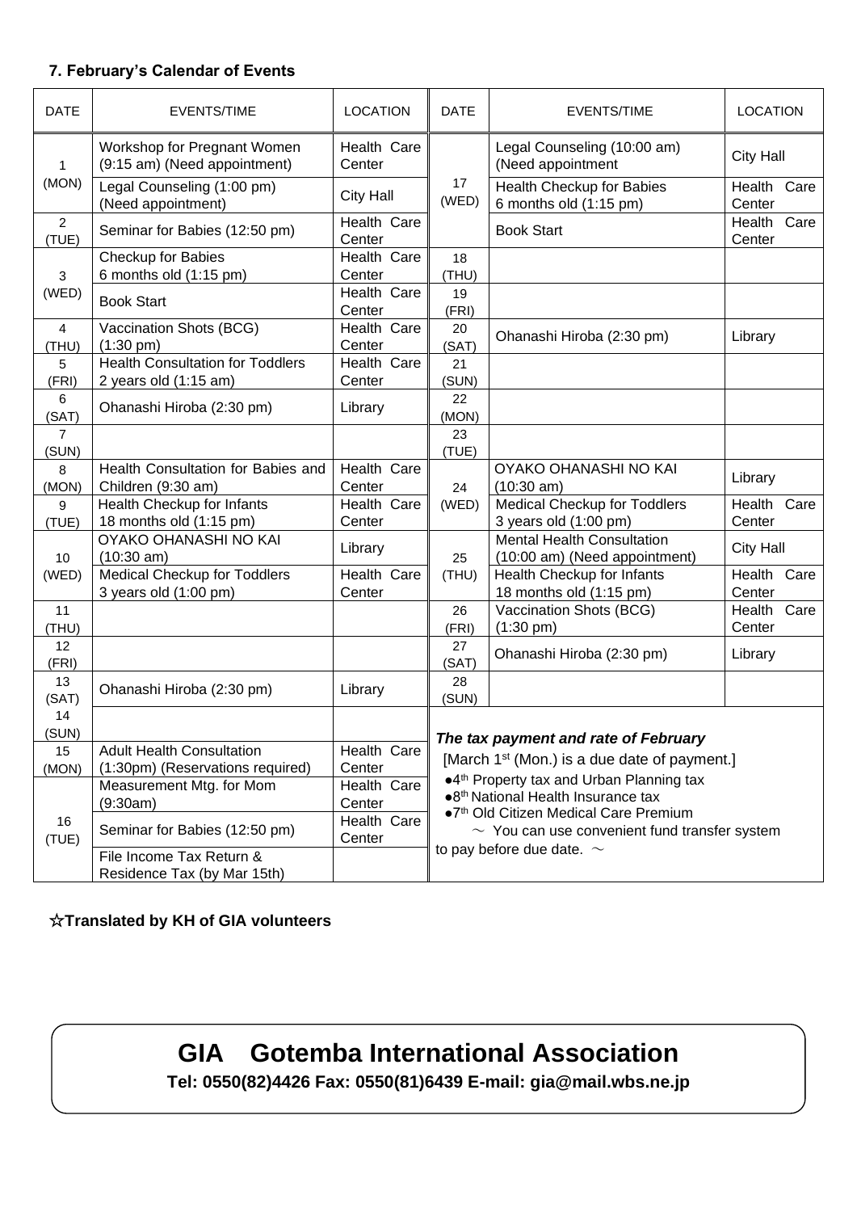### 7. February's Calendar of Events

| DATE | EVENTS/TIME | LOCATION | DATE | EVENTS/TIME | LOCATION |
|---|---|---|---|---|---|
| 1 (MON) | Workshop for Pregnant Women (9:15 am) (Need appointment) | Health Care Center | 17 (WED) | Legal Counseling (10:00 am) (Need appointment | City Hall |
| | Legal Counseling (1:00 pm) (Need appointment) | City Hall | | Health Checkup for Babies 6 months old (1:15 pm) | Health Care Center |
| 2 (TUE) | Seminar for Babies (12:50 pm) | Health Care Center | | Book Start | Health Care Center |
| 3 (WED) | Checkup for Babies 6 months old (1:15 pm) | Health Care Center | 18 (THU) | | |
| | Book Start | Health Care Center | 19 (FRI) | | |
| 4 (THU) | Vaccination Shots (BCG) (1:30 pm) | Health Care Center | 20 (SAT) | Ohanashi Hiroba (2:30 pm) | Library |
| 5 (FRI) | Health Consultation for Toddlers 2 years old (1:15 am) | Health Care Center | 21 (SUN) | | |
| 6 (SAT) | Ohanashi Hiroba (2:30 pm) | Library | 22 (MON) | | |
| 7 (SUN) | | | 23 (TUE) | | |
| 8 (MON) | Health Consultation for Babies and Children (9:30 am) | Health Care Center | 24 (WED) | OYAKO OHANASHI NO KAI (10:30 am) | Library |
| 9 (TUE) | Health Checkup for Infants 18 months old (1:15 pm) | Health Care Center | | Medical Checkup for Toddlers 3 years old (1:00 pm) | Health Care Center |
| 10 (WED) | OYAKO OHANASHI NO KAI (10:30 am) | Library | 25 (THU) | Mental Health Consultation (10:00 am) (Need appointment) | City Hall |
| | Medical Checkup for Toddlers 3 years old (1:00 pm) | Health Care Center | | Health Checkup for Infants 18 months old (1:15 pm) | Health Care Center |
| 11 (THU) | | | 26 (FRI) | Vaccination Shots (BCG) (1:30 pm) | Health Care Center |
| 12 (FRI) | | | 27 (SAT) | Ohanashi Hiroba (2:30 pm) | Library |
| 13 (SAT) | Ohanashi Hiroba (2:30 pm) | Library | 28 (SUN) | | |
| 14 (SUN) | | | | | |
| 15 (MON) | Adult Health Consultation (1:30pm) (Reservations required) | Health Care Center | | | |
| 16 (TUE) | Measurement Mtg. for Mom (9:30am) | Health Care Center | | | |
| | Seminar for Babies (12:50 pm) | Health Care Center | | | |
| | File Income Tax Return & Residence Tax (by Mar 15th) | | | | |

***The tax payment and rate of February***

[March 1st (Mon.) is a due date of payment.]

- 4th Property tax and Urban Planning tax
- 8th National Health Insurance tax
- 7th Old Citizen Medical Care Premium

～ You can use convenient fund transfer system to pay before due date. ～

☆**Translated by KH of GIA volunteers**

## GIA Gotemba International Association

**Tel: 0550(82)4426 Fax: 0550(81)6439 E-mail: gia@mail.wbs.ne.jp**